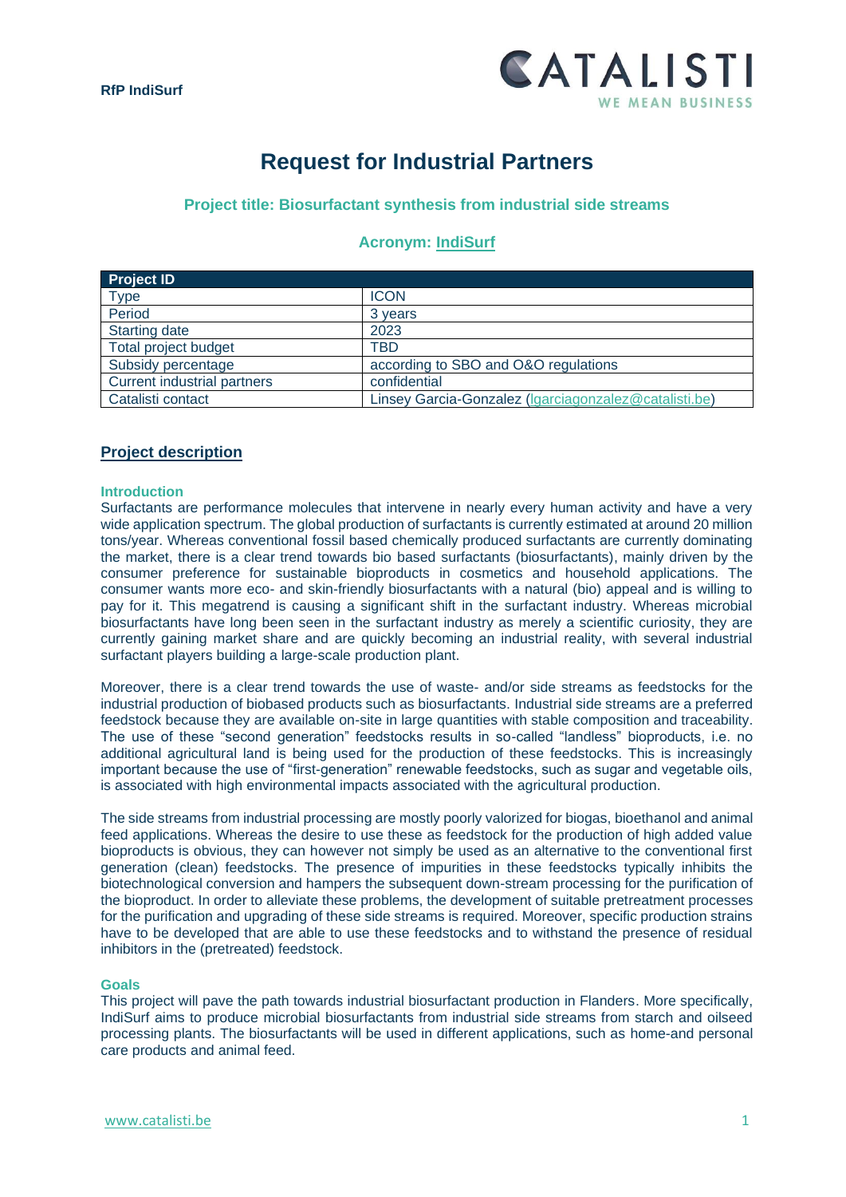# Request for Industrial Partners

### Project title: Biosurfactant synthesis from industrial side streams

### Acronym: IndiSurf

| Project ID | |
|---|---|
| Type | ICON |
| Period | 3 years |
| Starting date | 2023 |
| Total project budget | TBD |
| Subsidy percentage | according to SBO and O&O regulations |
| Current industrial partners | confidential |
| Catalisti contact | Linsey Garcia-Gonzalez (lgarciagonzalez@catalisti.be) |

## Project description

### Introduction

Surfactants are performance molecules that intervene in nearly every human activity and have a very wide application spectrum. The global production of surfactants is currently estimated at around 20 million tons/year. Whereas conventional fossil based chemically produced surfactants are currently dominating the market, there is a clear trend towards bio based surfactants (biosurfactants), mainly driven by the consumer preference for sustainable bioproducts in cosmetics and household applications. The consumer wants more eco- and skin-friendly biosurfactants with a natural (bio) appeal and is willing to pay for it. This megatrend is causing a significant shift in the surfactant industry. Whereas microbial biosurfactants have long been seen in the surfactant industry as merely a scientific curiosity, they are currently gaining market share and are quickly becoming an industrial reality, with several industrial surfactant players building a large-scale production plant.

Moreover, there is a clear trend towards the use of waste- and/or side streams as feedstocks for the industrial production of biobased products such as biosurfactants. Industrial side streams are a preferred feedstock because they are available on-site in large quantities with stable composition and traceability. The use of these "second generation" feedstocks results in so-called "landless" bioproducts, i.e. no additional agricultural land is being used for the production of these feedstocks. This is increasingly important because the use of "first-generation" renewable feedstocks, such as sugar and vegetable oils, is associated with high environmental impacts associated with the agricultural production.

The side streams from industrial processing are mostly poorly valorized for biogas, bioethanol and animal feed applications. Whereas the desire to use these as feedstock for the production of high added value bioproducts is obvious, they can however not simply be used as an alternative to the conventional first generation (clean) feedstocks. The presence of impurities in these feedstocks typically inhibits the biotechnological conversion and hampers the subsequent down-stream processing for the purification of the bioproduct. In order to alleviate these problems, the development of suitable pretreatment processes for the purification and upgrading of these side streams is required. Moreover, specific production strains have to be developed that are able to use these feedstocks and to withstand the presence of residual inhibitors in the (pretreated) feedstock.

### Goals

This project will pave the path towards industrial biosurfactant production in Flanders. More specifically, IndiSurf aims to produce microbial biosurfactants from industrial side streams from starch and oilseed processing plants. The biosurfactants will be used in different applications, such as home-and personal care products and animal feed.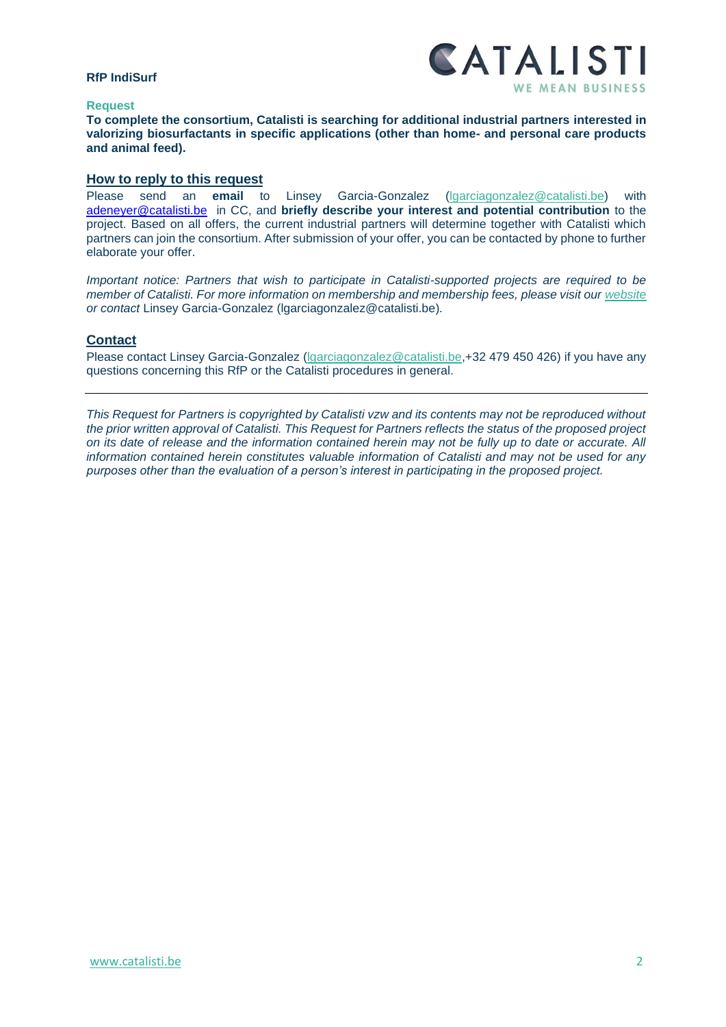**RfP IndiSurf**

**Request**

**To complete the consortium, Catalisti is searching for additional industrial partners interested in valorizing biosurfactants in specific applications (other than home- and personal care products and animal feed).**

## How to reply to this request

Please send an **email** to Linsey Garcia-Gonzalez (lgarciagonzalez@catalisti.be) with adeneyer@catalisti.be in CC, and **briefly describe your interest and potential contribution** to the project. Based on all offers, the current industrial partners will determine together with Catalisti which partners can join the consortium. After submission of your offer, you can be contacted by phone to further elaborate your offer.

*Important notice: Partners that wish to participate in Catalisti-supported projects are required to be member of Catalisti. For more information on membership and membership fees, please visit our website or contact* Linsey Garcia-Gonzalez (lgarciagonzalez@catalisti.be)*.*

## Contact

Please contact Linsey Garcia-Gonzalez (lgarciagonzalez@catalisti.be,+32 479 450 426) if you have any questions concerning this RfP or the Catalisti procedures in general.

---

*This Request for Partners is copyrighted by Catalisti vzw and its contents may not be reproduced without the prior written approval of Catalisti. This Request for Partners reflects the status of the proposed project on its date of release and the information contained herein may not be fully up to date or accurate. All information contained herein constitutes valuable information of Catalisti and may not be used for any purposes other than the evaluation of a person's interest in participating in the proposed project.*